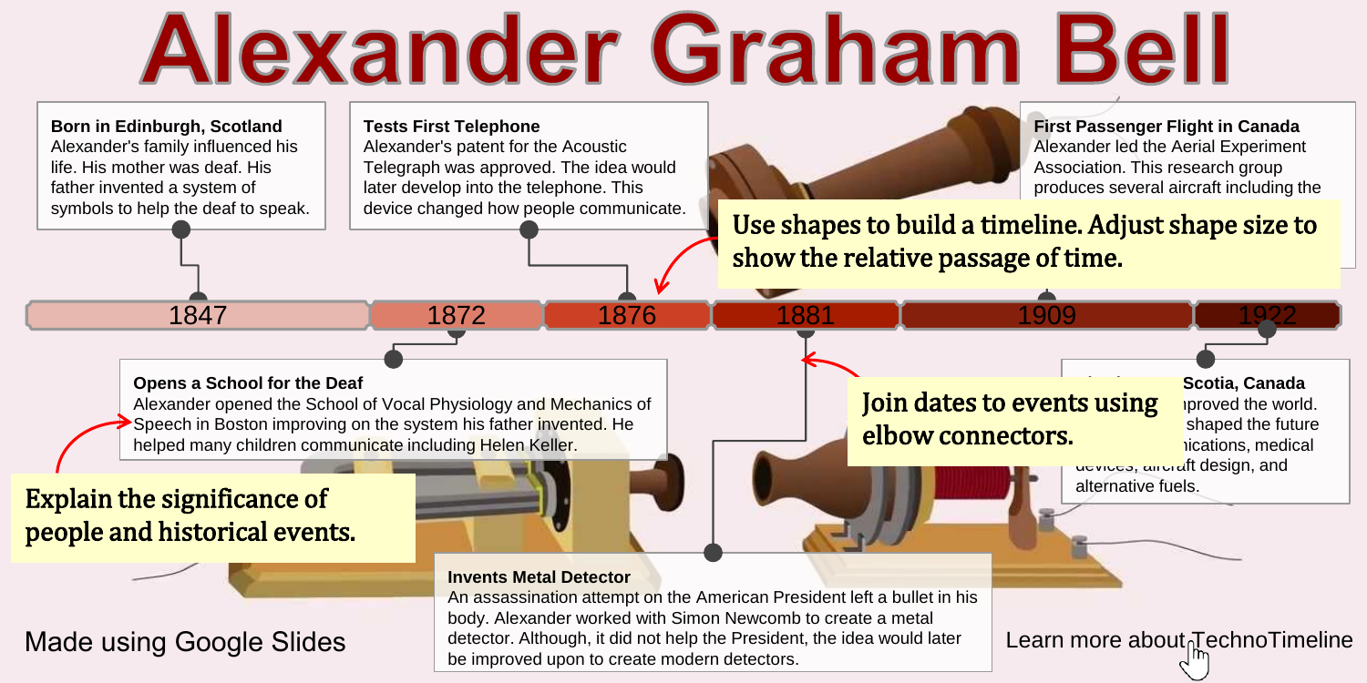# Alexander Graham Bell

**Born in Edinburgh, Scotland**
Alexander's family influenced his life. His mother was deaf. His father invented a system of symbols to help the deaf to speak.

**Tests First Telephone**
Alexander's patent for the Acoustic Telegraph was approved. The idea would later develop into the telephone. This device changed how people communicate.

**First Passenger Flight in Canada**
Alexander led the Aerial Experiment Association. This research group produces several aircraft including the

Use shapes to build a timeline. Adjust shape size to show the relative passage of time.

1847 | 1872 | 1876 | 1881 | 1909 | 1922

**Opens a School for the Deaf**
Alexander opened the School of Vocal Physiology and Mechanics of Speech in Boston improving on the system his father invented. He helped many children communicate including Helen Keller.

Join dates to events using elbow connectors.

**... Scotia, Canada**
... nproved the world. ... shaped the future ... nications, medical devices, aircraft design, and alternative fuels.

Explain the significance of people and historical events.

**Invents Metal Detector**
An assassination attempt on the American President left a bullet in his body. Alexander worked with Simon Newcomb to create a metal detector. Although, it did not help the President, the idea would later be improved upon to create modern detectors.

Made using Google Slides

Learn more about TechnoTimeline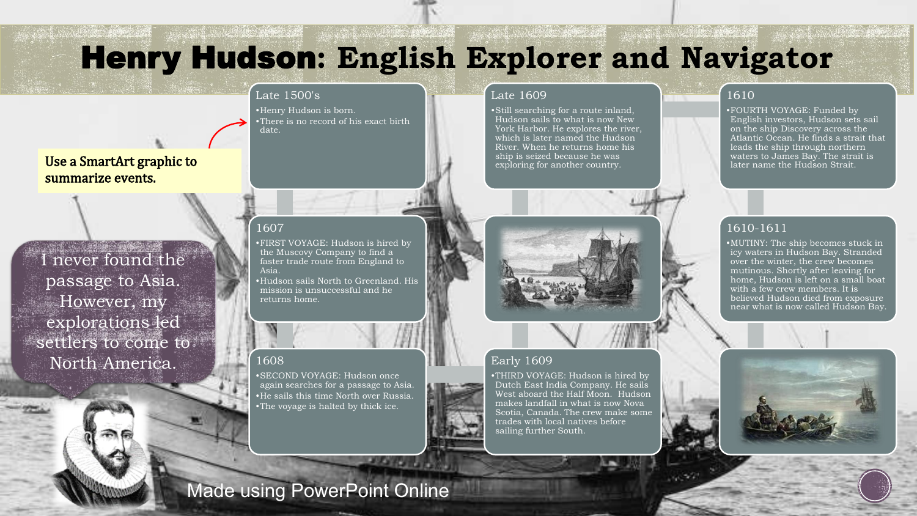# Henry Hudson: English Explorer and Navigator

Use a SmartArt graphic to summarize events.

I never found the passage to Asia. However, my explorations led settlers to come to North America.

### Late 1500's

- Henry Hudson is born.
- There is no record of his exact birth date.

### 1607

- FIRST VOYAGE: Hudson is hired by the Muscovy Company to find a faster trade route from England to Asia.
- Hudson sails North to Greenland. His mission is unsuccessful and he returns home.

### 1608

- SECOND VOYAGE: Hudson once again searches for a passage to Asia.
- He sails this time North over Russia.
- The voyage is halted by thick ice.

### Early 1609

- THIRD VOYAGE: Hudson is hired by Dutch East India Company. He sails West aboard the Half Moon. Hudson makes landfall in what is now Nova Scotia, Canada. The crew make some trades with local natives before sailing further South.

### Late 1609

- Still searching for a route inland, Hudson sails to what is now New York Harbor. He explores the river, which is later named the Hudson River. When he returns home his ship is seized because he was exploring for another country.

### 1610

- FOURTH VOYAGE: Funded by English investors, Hudson sets sail on the ship Discovery across the Atlantic Ocean. He finds a strait that leads the ship through northern waters to James Bay. The strait is later name the Hudson Strait.

### 1610-1611

- MUTINY: The ship becomes stuck in icy waters in Hudson Bay. Stranded over the winter, the crew becomes mutinous. Shortly after leaving for home, Hudson is left on a small boat with a few crew members. It is believed Hudson died from exposure near what is now called Hudson Bay.

Made using PowerPoint Online